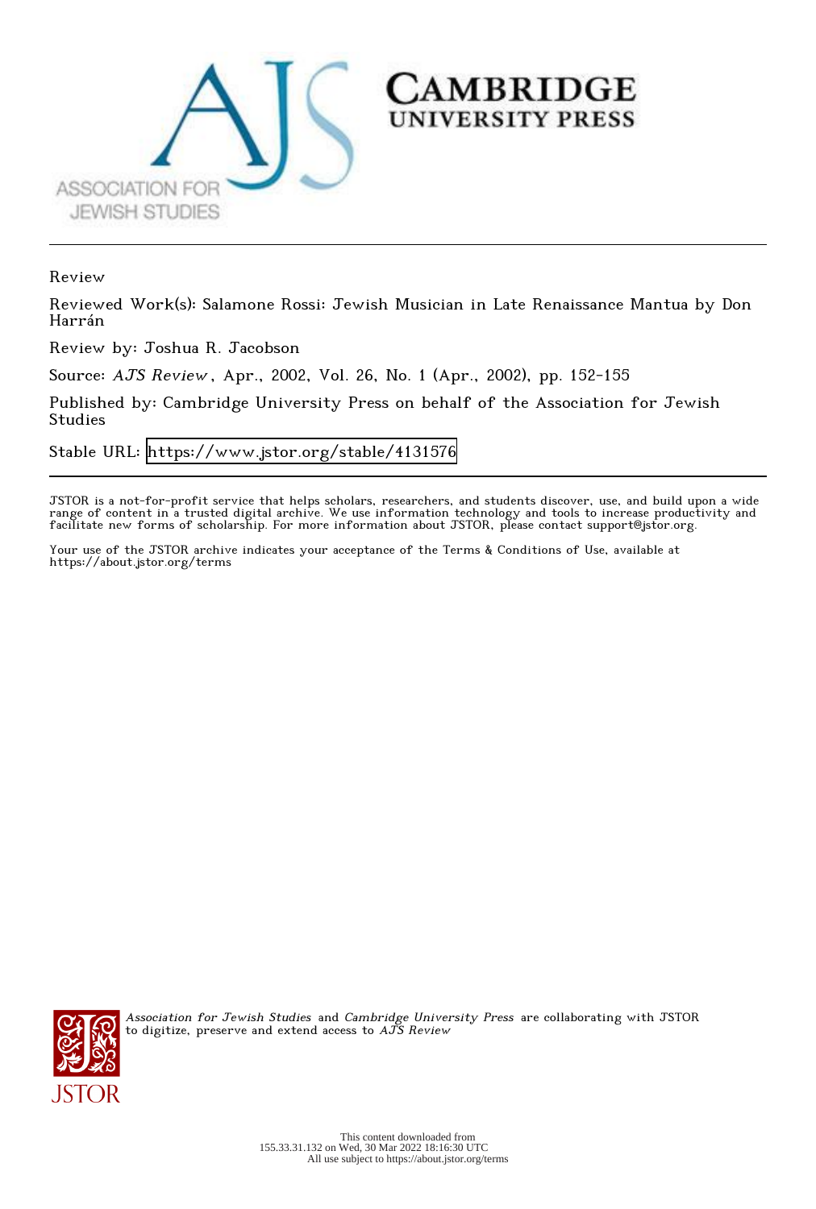Review

Reviewed Work(s): Salamone Rossi: Jewish Musician in Late Renaissance Mantua by Don Harrán

Review by: Joshua R. Jacobson

Source: *AJS Review*, Apr., 2002, Vol. 26, No. 1 (Apr., 2002), pp. 152-155

Published by: Cambridge University Press on behalf of the Association for Jewish Studies

Stable URL: https://www.jstor.org/stable/4131576

JSTOR is a not-for-profit service that helps scholars, researchers, and students discover, use, and build upon a wide range of content in a trusted digital archive. We use information technology and tools to increase productivity and facilitate new forms of scholarship. For more information about JSTOR, please contact support@jstor.org.

Your use of the JSTOR archive indicates your acceptance of the Terms & Conditions of Use, available at https://about.jstor.org/terms

*Association for Jewish Studies* and *Cambridge University Press* are collaborating with JSTOR to digitize, preserve and extend access to *AJS Review*

This content downloaded from 155.33.31.132 on Wed, 30 Mar 2022 18:16:30 UTC
All use subject to https://about.jstor.org/terms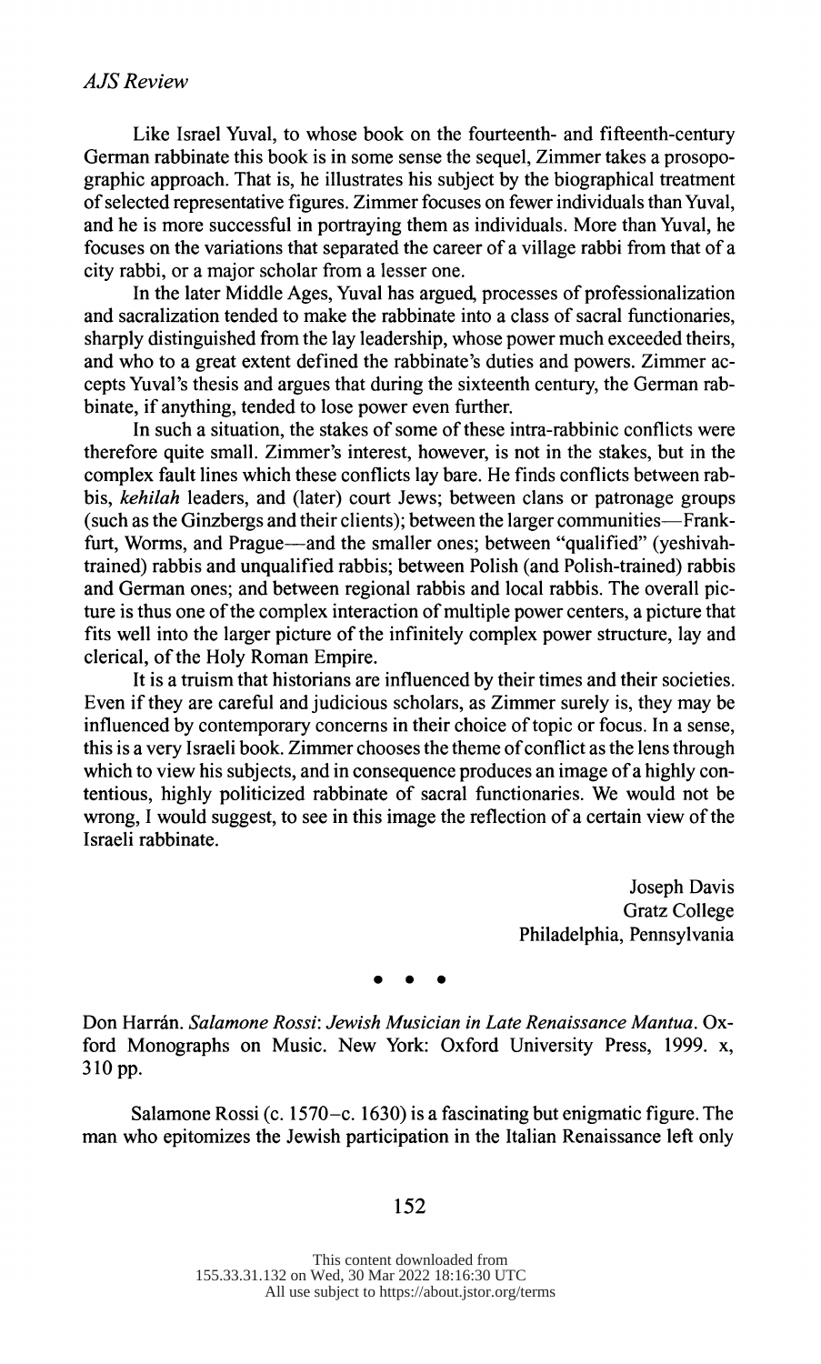Like Israel Yuval, to whose book on the fourteenth- and fifteenth-century German rabbinate this book is in some sense the sequel, Zimmer takes a prosopographic approach. That is, he illustrates his subject by the biographical treatment of selected representative figures. Zimmer focuses on fewer individuals than Yuval, and he is more successful in portraying them as individuals. More than Yuval, he focuses on the variations that separated the career of a village rabbi from that of a city rabbi, or a major scholar from a lesser one.

In the later Middle Ages, Yuval has argued, processes of professionalization and sacralization tended to make the rabbinate into a class of sacral functionaries, sharply distinguished from the lay leadership, whose power much exceeded theirs, and who to a great extent defined the rabbinate's duties and powers. Zimmer accepts Yuval's thesis and argues that during the sixteenth century, the German rabbinate, if anything, tended to lose power even further.

In such a situation, the stakes of some of these intra-rabbinic conflicts were therefore quite small. Zimmer's interest, however, is not in the stakes, but in the complex fault lines which these conflicts lay bare. He finds conflicts between rabbis, *kehilah* leaders, and (later) court Jews; between clans or patronage groups (such as the Ginzbergs and their clients); between the larger communities—Frankfurt, Worms, and Prague—and the smaller ones; between "qualified" (yeshivah-trained) rabbis and unqualified rabbis; between Polish (and Polish-trained) rabbis and German ones; and between regional rabbis and local rabbis. The overall picture is thus one of the complex interaction of multiple power centers, a picture that fits well into the larger picture of the infinitely complex power structure, lay and clerical, of the Holy Roman Empire.

It is a truism that historians are influenced by their times and their societies. Even if they are careful and judicious scholars, as Zimmer surely is, they may be influenced by contemporary concerns in their choice of topic or focus. In a sense, this is a very Israeli book. Zimmer chooses the theme of conflict as the lens through which to view his subjects, and in consequence produces an image of a highly contentious, highly politicized rabbinate of sacral functionaries. We would not be wrong, I would suggest, to see in this image the reflection of a certain view of the Israeli rabbinate.

Joseph Davis
Gratz College
Philadelphia, Pennsylvania

• • •

Don Harrán. *Salamone Rossi*: *Jewish Musician in Late Renaissance Mantua*. Oxford Monographs on Music. New York: Oxford University Press, 1999. x, 310 pp.

Salamone Rossi (c. 1570–c. 1630) is a fascinating but enigmatic figure. The man who epitomizes the Jewish participation in the Italian Renaissance left only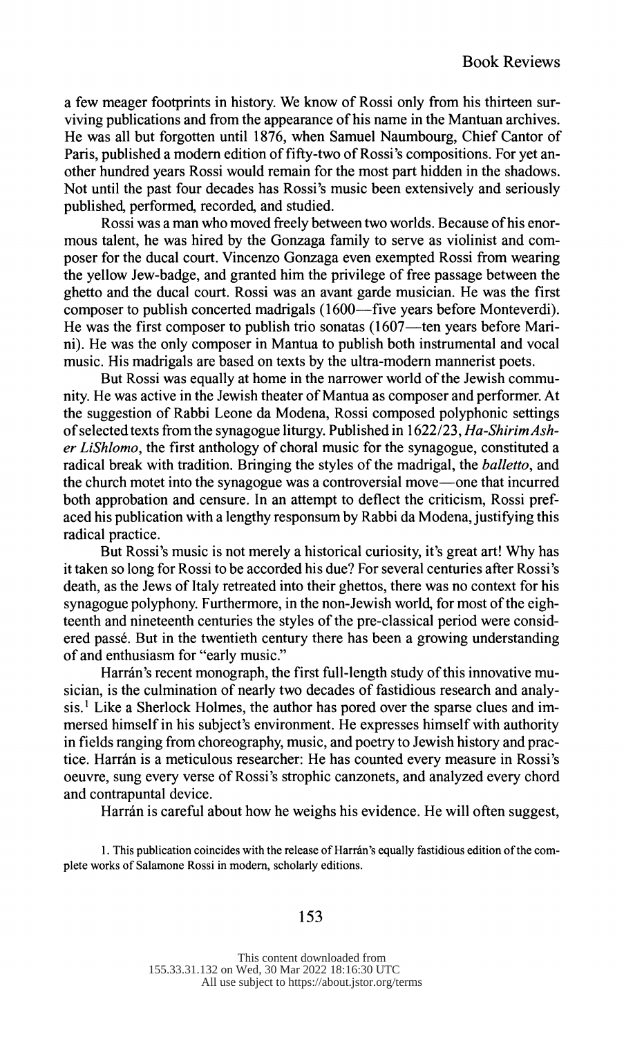a few meager footprints in history. We know of Rossi only from his thirteen surviving publications and from the appearance of his name in the Mantuan archives. He was all but forgotten until 1876, when Samuel Naumbourg, Chief Cantor of Paris, published a modern edition of fifty-two of Rossi's compositions. For yet another hundred years Rossi would remain for the most part hidden in the shadows. Not until the past four decades has Rossi's music been extensively and seriously published, performed, recorded, and studied.

Rossi was a man who moved freely between two worlds. Because of his enormous talent, he was hired by the Gonzaga family to serve as violinist and composer for the ducal court. Vincenzo Gonzaga even exempted Rossi from wearing the yellow Jew-badge, and granted him the privilege of free passage between the ghetto and the ducal court. Rossi was an avant garde musician. He was the first composer to publish concerted madrigals (1600—five years before Monteverdi). He was the first composer to publish trio sonatas (1607—ten years before Marini). He was the only composer in Mantua to publish both instrumental and vocal music. His madrigals are based on texts by the ultra-modern mannerist poets.

But Rossi was equally at home in the narrower world of the Jewish community. He was active in the Jewish theater of Mantua as composer and performer. At the suggestion of Rabbi Leone da Modena, Rossi composed polyphonic settings of selected texts from the synagogue liturgy. Published in 1622/23, *Ha-Shirim Asher LiShlomo*, the first anthology of choral music for the synagogue, constituted a radical break with tradition. Bringing the styles of the madrigal, the *balletto*, and the church motet into the synagogue was a controversial move—one that incurred both approbation and censure. In an attempt to deflect the criticism, Rossi prefaced his publication with a lengthy responsum by Rabbi da Modena, justifying this radical practice.

But Rossi's music is not merely a historical curiosity, it's great art! Why has it taken so long for Rossi to be accorded his due? For several centuries after Rossi's death, as the Jews of Italy retreated into their ghettos, there was no context for his synagogue polyphony. Furthermore, in the non-Jewish world, for most of the eighteenth and nineteenth centuries the styles of the pre-classical period were considered passé. But in the twentieth century there has been a growing understanding of and enthusiasm for "early music."

Harrán's recent monograph, the first full-length study of this innovative musician, is the culmination of nearly two decades of fastidious research and analysis.[1] Like a Sherlock Holmes, the author has pored over the sparse clues and immersed himself in his subject's environment. He expresses himself with authority in fields ranging from choreography, music, and poetry to Jewish history and practice. Harrán is a meticulous researcher: He has counted every measure in Rossi's oeuvre, sung every verse of Rossi's strophic canzonets, and analyzed every chord and contrapuntal device.

Harrán is careful about how he weighs his evidence. He will often suggest,

1. This publication coincides with the release of Harrán's equally fastidious edition of the complete works of Salamone Rossi in modern, scholarly editions.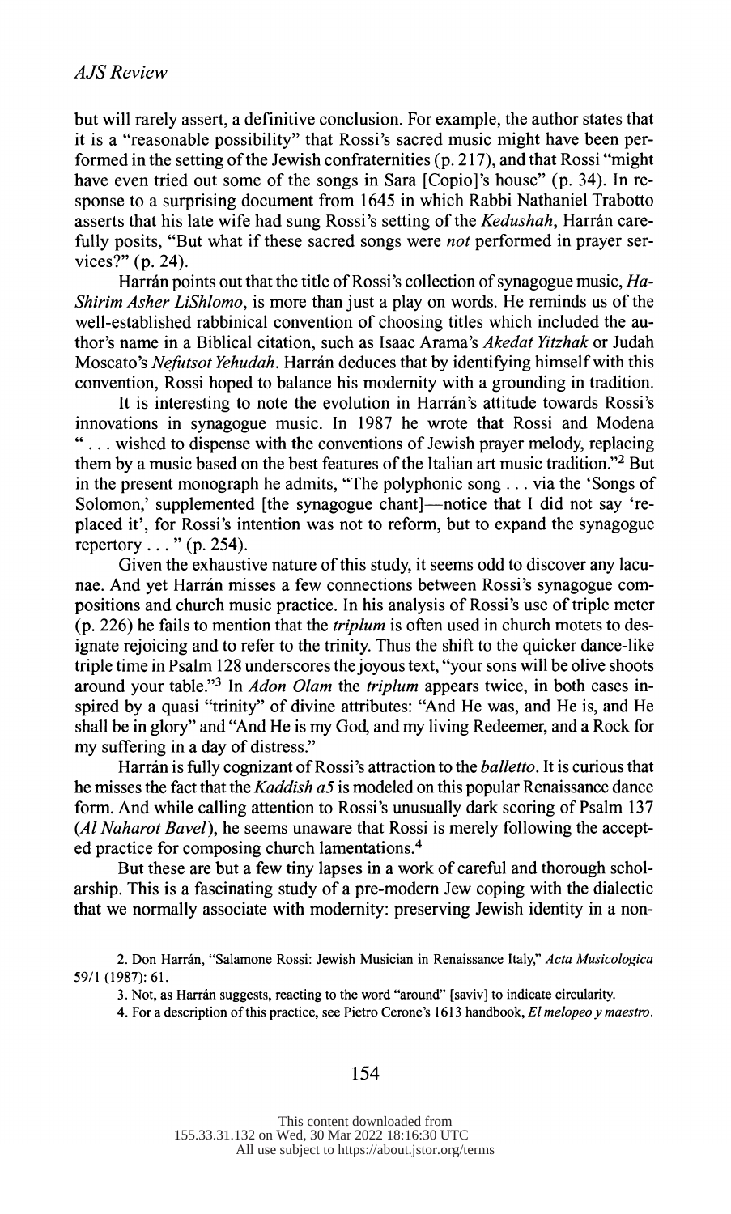but will rarely assert, a definitive conclusion. For example, the author states that it is a "reasonable possibility" that Rossi's sacred music might have been performed in the setting of the Jewish confraternities (p. 217), and that Rossi "might have even tried out some of the songs in Sara [Copio]'s house" (p. 34). In response to a surprising document from 1645 in which Rabbi Nathaniel Trabotto asserts that his late wife had sung Rossi's setting of the *Kedushah*, Harrán carefully posits, "But what if these sacred songs were *not* performed in prayer services?" (p. 24).

Harrán points out that the title of Rossi's collection of synagogue music, *Ha-Shirim Asher LiShlomo*, is more than just a play on words. He reminds us of the well-established rabbinical convention of choosing titles which included the author's name in a Biblical citation, such as Isaac Arama's *Akedat Yitzhak* or Judah Moscato's *Nefutsot Yehudah*. Harrán deduces that by identifying himself with this convention, Rossi hoped to balance his modernity with a grounding in tradition.

It is interesting to note the evolution in Harrán's attitude towards Rossi's innovations in synagogue music. In 1987 he wrote that Rossi and Modena "... wished to dispense with the conventions of Jewish prayer melody, replacing them by a music based on the best features of the Italian art music tradition."[2] But in the present monograph he admits, "The polyphonic song ... via the 'Songs of Solomon,' supplemented [the synagogue chant]—notice that I did not say 'replaced it', for Rossi's intention was not to reform, but to expand the synagogue repertory ... " (p. 254).

Given the exhaustive nature of this study, it seems odd to discover any lacunae. And yet Harrán misses a few connections between Rossi's synagogue compositions and church music practice. In his analysis of Rossi's use of triple meter (p. 226) he fails to mention that the *triplum* is often used in church motets to designate rejoicing and to refer to the trinity. Thus the shift to the quicker dance-like triple time in Psalm 128 underscores the joyous text, "your sons will be olive shoots around your table."[3] In *Adon Olam* the *triplum* appears twice, in both cases inspired by a quasi "trinity" of divine attributes: "And He was, and He is, and He shall be in glory" and "And He is my God, and my living Redeemer, and a Rock for my suffering in a day of distress."

Harrán is fully cognizant of Rossi's attraction to the *balletto*. It is curious that he misses the fact that the *Kaddish a5* is modeled on this popular Renaissance dance form. And while calling attention to Rossi's unusually dark scoring of Psalm 137 (*Al Naharot Bavel*), he seems unaware that Rossi is merely following the accepted practice for composing church lamentations.[4]

But these are but a few tiny lapses in a work of careful and thorough scholarship. This is a fascinating study of a pre-modern Jew coping with the dialectic that we normally associate with modernity: preserving Jewish identity in a non-

2. Don Harrán, "Salamone Rossi: Jewish Musician in Renaissance Italy," *Acta Musicologica* 59/1 (1987): 61.

3. Not, as Harrán suggests, reacting to the word "around" [saviv] to indicate circularity.

4. For a description of this practice, see Pietro Cerone's 1613 handbook, *El melopeo y maestro*.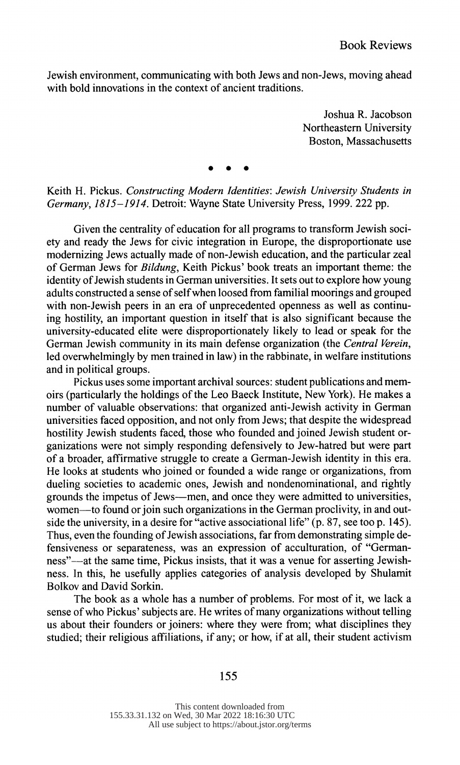Jewish environment, communicating with both Jews and non-Jews, moving ahead with bold innovations in the context of ancient traditions.

Joshua R. Jacobson
Northeastern University
Boston, Massachusetts

• • •

Keith H. Pickus. *Constructing Modern Identities: Jewish University Students in Germany, 1815–1914*. Detroit: Wayne State University Press, 1999. 222 pp.

Given the centrality of education for all programs to transform Jewish society and ready the Jews for civic integration in Europe, the disproportionate use modernizing Jews actually made of non-Jewish education, and the particular zeal of German Jews for *Bildung*, Keith Pickus' book treats an important theme: the identity of Jewish students in German universities. It sets out to explore how young adults constructed a sense of self when loosed from familial moorings and grouped with non-Jewish peers in an era of unprecedented openness as well as continuing hostility, an important question in itself that is also significant because the university-educated elite were disproportionately likely to lead or speak for the German Jewish community in its main defense organization (the *Central Verein*, led overwhelmingly by men trained in law) in the rabbinate, in welfare institutions and in political groups.

Pickus uses some important archival sources: student publications and memoirs (particularly the holdings of the Leo Baeck Institute, New York). He makes a number of valuable observations: that organized anti-Jewish activity in German universities faced opposition, and not only from Jews; that despite the widespread hostility Jewish students faced, those who founded and joined Jewish student organizations were not simply responding defensively to Jew-hatred but were part of a broader, affirmative struggle to create a German-Jewish identity in this era. He looks at students who joined or founded a wide range or organizations, from dueling societies to academic ones, Jewish and nondenominational, and rightly grounds the impetus of Jews—men, and once they were admitted to universities, women—to found or join such organizations in the German proclivity, in and outside the university, in a desire for "active associational life" (p. 87, see too p. 145). Thus, even the founding of Jewish associations, far from demonstrating simple defensiveness or separateness, was an expression of acculturation, of "Germanness"—at the same time, Pickus insists, that it was a venue for asserting Jewishness. In this, he usefully applies categories of analysis developed by Shulamit Bolkov and David Sorkin.

The book as a whole has a number of problems. For most of it, we lack a sense of who Pickus' subjects are. He writes of many organizations without telling us about their founders or joiners: where they were from; what disciplines they studied; their religious affiliations, if any; or how, if at all, their student activism